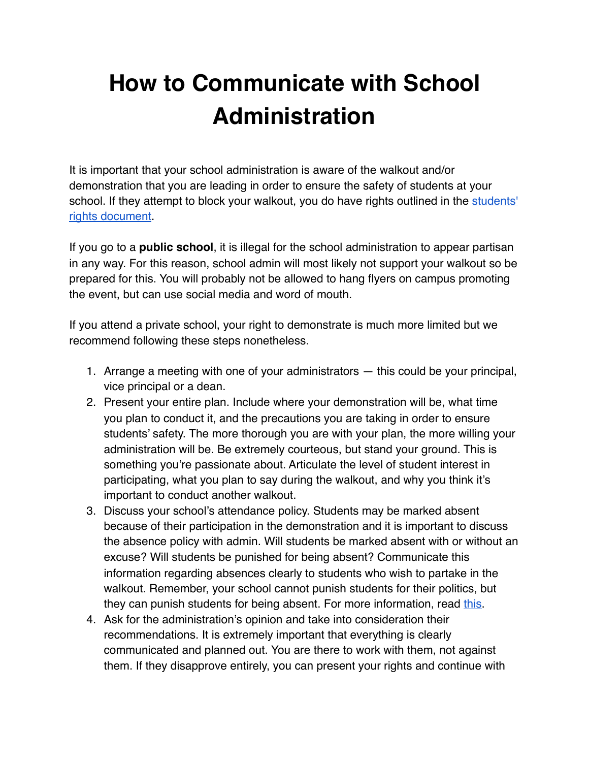# How to Communicate with School Administration

It is important that your school administration is aware of the walkout and/or demonstration that you are leading in order to ensure the safety of students at your school. If they attempt to block your walkout, you do have rights outlined in the [students' rights document](#).

If you go to a **public school**, it is illegal for the school administration to appear partisan in any way. For this reason, school admin will most likely not support your walkout so be prepared for this. You will probably not be allowed to hang flyers on campus promoting the event, but can use social media and word of mouth.

If you attend a private school, your right to demonstrate is much more limited but we recommend following these steps nonetheless.

1. Arrange a meeting with one of your administrators — this could be your principal, vice principal or a dean.
2. Present your entire plan. Include where your demonstration will be, what time you plan to conduct it, and the precautions you are taking in order to ensure students' safety. The more thorough you are with your plan, the more willing your administration will be. Be extremely courteous, but stand your ground. This is something you're passionate about. Articulate the level of student interest in participating, what you plan to say during the walkout, and why you think it's important to conduct another walkout.
3. Discuss your school's attendance policy. Students may be marked absent because of their participation in the demonstration and it is important to discuss the absence policy with admin. Will students be marked absent with or without an excuse? Will students be punished for being absent? Communicate this information regarding absences clearly to students who wish to partake in the walkout. Remember, your school cannot punish students for their politics, but they can punish students for being absent. For more information, read [this](#).
4. Ask for the administration's opinion and take into consideration their recommendations. It is extremely important that everything is clearly communicated and planned out. You are there to work with them, not against them. If they disapprove entirely, you can present your rights and continue with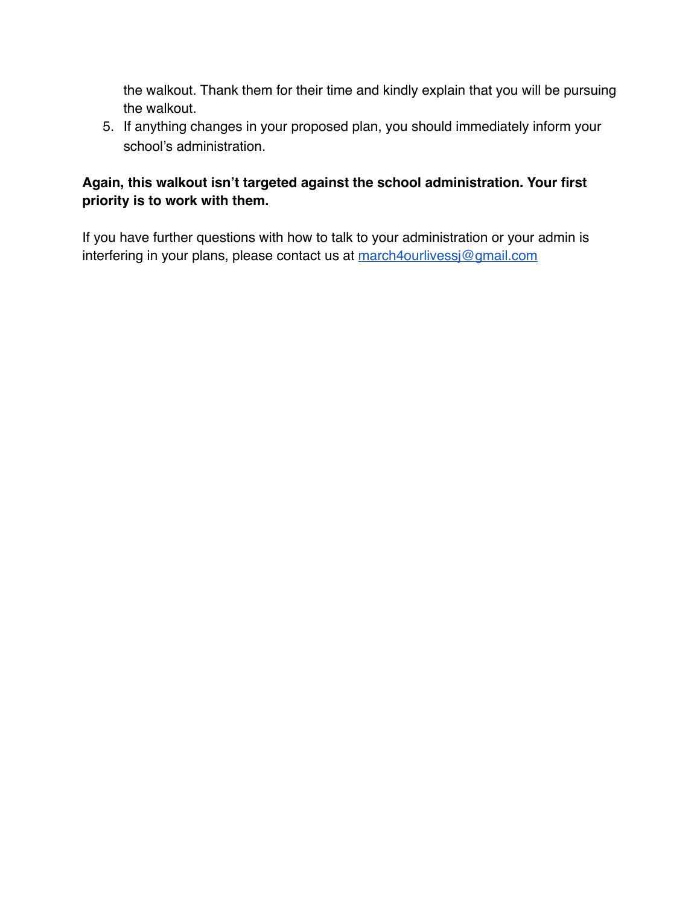the walkout. Thank them for their time and kindly explain that you will be pursuing the walkout.

5. If anything changes in your proposed plan, you should immediately inform your school's administration.

**Again, this walkout isn't targeted against the school administration. Your first priority is to work with them.**

If you have further questions with how to talk to your administration or your admin is interfering in your plans, please contact us at march4ourlivessj@gmail.com